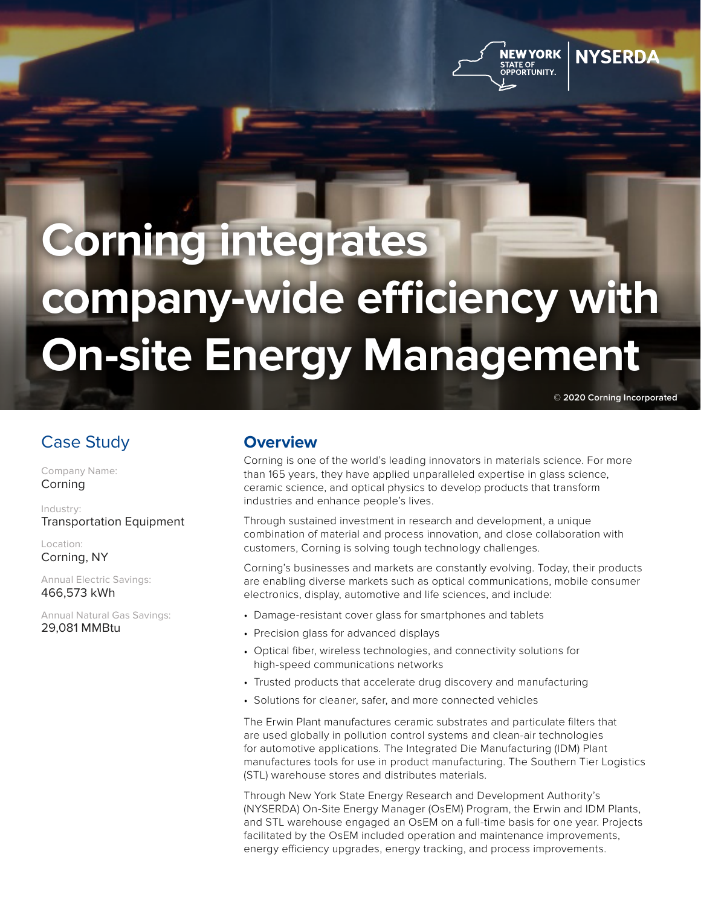# Corning integrates company-wide efficiency with On-site Energy Management

© 2020 Corning Incorporated

## Case Study

Company Name:
Corning

Industry:
Transportation Equipment

Location:
Corning, NY

Annual Electric Savings:
466,573 kWh

Annual Natural Gas Savings:
29,081 MMBtu

## Overview

Corning is one of the world's leading innovators in materials science. For more than 165 years, they have applied unparalleled expertise in glass science, ceramic science, and optical physics to develop products that transform industries and enhance people's lives.

Through sustained investment in research and development, a unique combination of material and process innovation, and close collaboration with customers, Corning is solving tough technology challenges.

Corning's businesses and markets are constantly evolving. Today, their products are enabling diverse markets such as optical communications, mobile consumer electronics, display, automotive and life sciences, and include:

- Damage-resistant cover glass for smartphones and tablets
- Precision glass for advanced displays
- Optical fiber, wireless technologies, and connectivity solutions for high-speed communications networks
- Trusted products that accelerate drug discovery and manufacturing
- Solutions for cleaner, safer, and more connected vehicles

The Erwin Plant manufactures ceramic substrates and particulate filters that are used globally in pollution control systems and clean-air technologies for automotive applications. The Integrated Die Manufacturing (IDM) Plant manufactures tools for use in product manufacturing. The Southern Tier Logistics (STL) warehouse stores and distributes materials.

Through New York State Energy Research and Development Authority's (NYSERDA) On-Site Energy Manager (OsEM) Program, the Erwin and IDM Plants, and STL warehouse engaged an OsEM on a full-time basis for one year. Projects facilitated by the OsEM included operation and maintenance improvements, energy efficiency upgrades, energy tracking, and process improvements.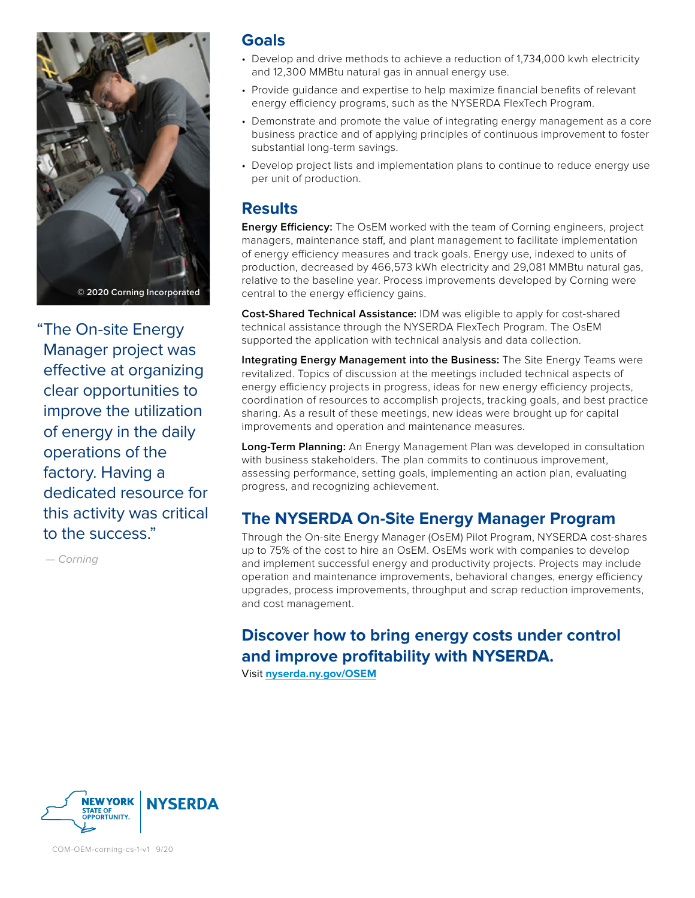> "The On-site Energy Manager project was effective at organizing clear opportunities to improve the utilization of energy in the daily operations of the factory. Having a dedicated resource for this activity was critical to the success."
>
> *— Corning*

© 2020 Corning Incorporated

## Goals

- Develop and drive methods to achieve a reduction of 1,734,000 kwh electricity and 12,300 MMBtu natural gas in annual energy use.
- Provide guidance and expertise to help maximize financial benefits of relevant energy efficiency programs, such as the NYSERDA FlexTech Program.
- Demonstrate and promote the value of integrating energy management as a core business practice and of applying principles of continuous improvement to foster substantial long-term savings.
- Develop project lists and implementation plans to continue to reduce energy use per unit of production.

## Results

**Energy Efficiency:** The OsEM worked with the team of Corning engineers, project managers, maintenance staff, and plant management to facilitate implementation of energy efficiency measures and track goals. Energy use, indexed to units of production, decreased by 466,573 kWh electricity and 29,081 MMBtu natural gas, relative to the baseline year. Process improvements developed by Corning were central to the energy efficiency gains.

**Cost-Shared Technical Assistance:** IDM was eligible to apply for cost-shared technical assistance through the NYSERDA FlexTech Program. The OsEM supported the application with technical analysis and data collection.

**Integrating Energy Management into the Business:** The Site Energy Teams were revitalized. Topics of discussion at the meetings included technical aspects of energy efficiency projects in progress, ideas for new energy efficiency projects, coordination of resources to accomplish projects, tracking goals, and best practice sharing. As a result of these meetings, new ideas were brought up for capital improvements and operation and maintenance measures.

**Long-Term Planning:** An Energy Management Plan was developed in consultation with business stakeholders. The plan commits to continuous improvement, assessing performance, setting goals, implementing an action plan, evaluating progress, and recognizing achievement.

## The NYSERDA On-Site Energy Manager Program

Through the On-site Energy Manager (OsEM) Pilot Program, NYSERDA cost-shares up to 75% of the cost to hire an OsEM. OsEMs work with companies to develop and implement successful energy and productivity projects. Projects may include operation and maintenance improvements, behavioral changes, energy efficiency upgrades, process improvements, throughput and scrap reduction improvements, and cost management.

## Discover how to bring energy costs under control and improve profitability with NYSERDA.

Visit **nyserda.ny.gov/OSEM**

NEW YORK STATE OF OPPORTUNITY. | NYSERDA

COM-OEM-corning-cs-1-v1 9/20